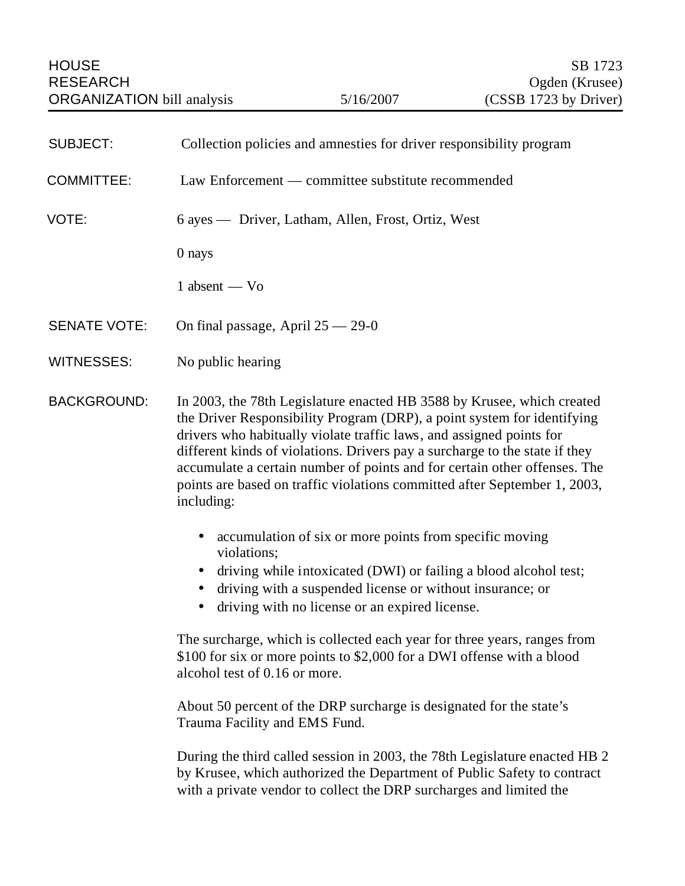HOUSE RESEARCH ORGANIZATION bill analysis

5/16/2007

SB 1723
Ogden (Krusee)
(CSSB 1723 by Driver)

**SUBJECT:** Collection policies and amnesties for driver responsibility program

**COMMITTEE:** Law Enforcement — committee substitute recommended

**VOTE:** 6 ayes — Driver, Latham, Allen, Frost, Ortiz, West

0 nays

1 absent — Vo

**SENATE VOTE:** On final passage, April 25 — 29-0

**WITNESSES:** No public hearing

**BACKGROUND:** In 2003, the 78th Legislature enacted HB 3588 by Krusee, which created the Driver Responsibility Program (DRP), a point system for identifying drivers who habitually violate traffic laws, and assigned points for different kinds of violations. Drivers pay a surcharge to the state if they accumulate a certain number of points and for certain other offenses. The points are based on traffic violations committed after September 1, 2003, including:

- accumulation of six or more points from specific moving violations;
- driving while intoxicated (DWI) or failing a blood alcohol test;
- driving with a suspended license or without insurance; or
- driving with no license or an expired license.

The surcharge, which is collected each year for three years, ranges from \$100 for six or more points to \$2,000 for a DWI offense with a blood alcohol test of 0.16 or more.

About 50 percent of the DRP surcharge is designated for the state's Trauma Facility and EMS Fund.

During the third called session in 2003, the 78th Legislature enacted HB 2 by Krusee, which authorized the Department of Public Safety to contract with a private vendor to collect the DRP surcharges and limited the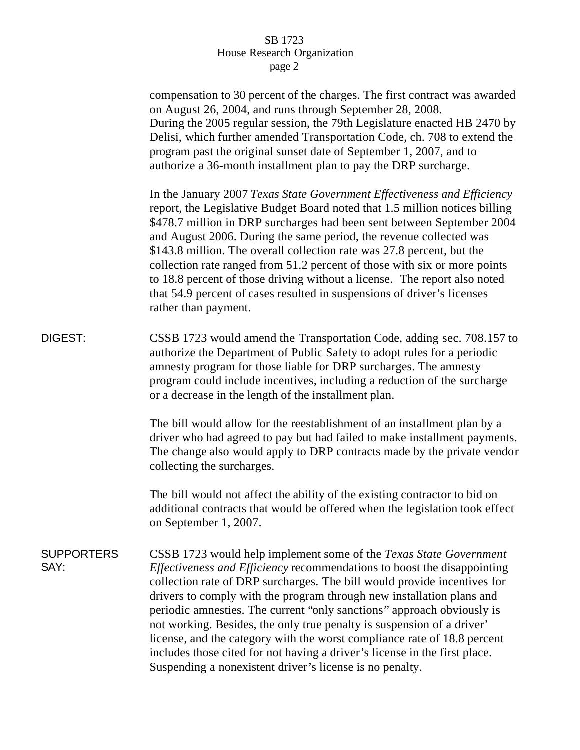compensation to 30 percent of the charges. The first contract was awarded on August 26, 2004, and runs through September 28, 2008.
During the 2005 regular session, the 79th Legislature enacted HB 2470 by Delisi, which further amended Transportation Code, ch. 708 to extend the program past the original sunset date of September 1, 2007, and to authorize a 36-month installment plan to pay the DRP surcharge.

In the January 2007 *Texas State Government Effectiveness and Efficiency* report, the Legislative Budget Board noted that 1.5 million notices billing \$478.7 million in DRP surcharges had been sent between September 2004 and August 2006. During the same period, the revenue collected was \$143.8 million. The overall collection rate was 27.8 percent, but the collection rate ranged from 51.2 percent of those with six or more points to 18.8 percent of those driving without a license. The report also noted that 54.9 percent of cases resulted in suspensions of driver's licenses rather than payment.

**DIGEST:** CSSB 1723 would amend the Transportation Code, adding sec. 708.157 to authorize the Department of Public Safety to adopt rules for a periodic amnesty program for those liable for DRP surcharges. The amnesty program could include incentives, including a reduction of the surcharge or a decrease in the length of the installment plan.

The bill would allow for the reestablishment of an installment plan by a driver who had agreed to pay but had failed to make installment payments. The change also would apply to DRP contracts made by the private vendor collecting the surcharges.

The bill would not affect the ability of the existing contractor to bid on additional contracts that would be offered when the legislation took effect on September 1, 2007.

**SUPPORTERS SAY:** CSSB 1723 would help implement some of the *Texas State Government Effectiveness and Efficiency* recommendations to boost the disappointing collection rate of DRP surcharges. The bill would provide incentives for drivers to comply with the program through new installation plans and periodic amnesties. The current "only sanctions" approach obviously is not working. Besides, the only true penalty is suspension of a driver' license, and the category with the worst compliance rate of 18.8 percent includes those cited for not having a driver's license in the first place. Suspending a nonexistent driver's license is no penalty.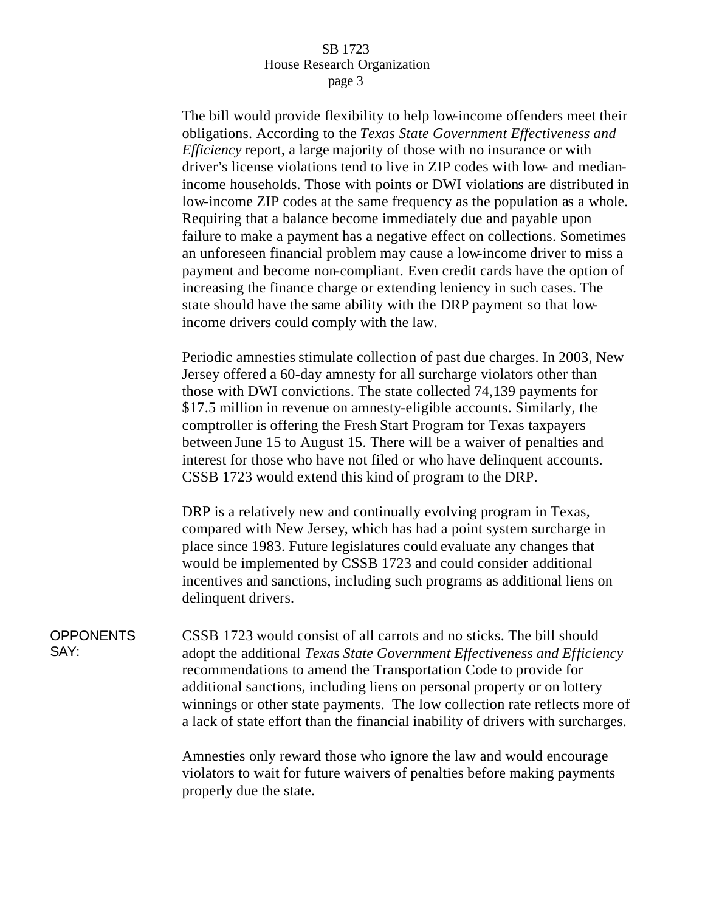The bill would provide flexibility to help low-income offenders meet their obligations. According to the *Texas State Government Effectiveness and Efficiency* report, a large majority of those with no insurance or with driver's license violations tend to live in ZIP codes with low- and median-income households. Those with points or DWI violations are distributed in low-income ZIP codes at the same frequency as the population as a whole. Requiring that a balance become immediately due and payable upon failure to make a payment has a negative effect on collections. Sometimes an unforeseen financial problem may cause a low-income driver to miss a payment and become non-compliant. Even credit cards have the option of increasing the finance charge or extending leniency in such cases. The state should have the same ability with the DRP payment so that low-income drivers could comply with the law.

Periodic amnesties stimulate collection of past due charges. In 2003, New Jersey offered a 60-day amnesty for all surcharge violators other than those with DWI convictions. The state collected 74,139 payments for $17.5 million in revenue on amnesty-eligible accounts. Similarly, the comptroller is offering the Fresh Start Program for Texas taxpayers between June 15 to August 15. There will be a waiver of penalties and interest for those who have not filed or who have delinquent accounts. CSSB 1723 would extend this kind of program to the DRP.

DRP is a relatively new and continually evolving program in Texas, compared with New Jersey, which has had a point system surcharge in place since 1983. Future legislatures could evaluate any changes that would be implemented by CSSB 1723 and could consider additional incentives and sanctions, including such programs as additional liens on delinquent drivers.

**OPPONENTS SAY:**

CSSB 1723 would consist of all carrots and no sticks. The bill should adopt the additional *Texas State Government Effectiveness and Efficiency* recommendations to amend the Transportation Code to provide for additional sanctions, including liens on personal property or on lottery winnings or other state payments. The low collection rate reflects more of a lack of state effort than the financial inability of drivers with surcharges.

Amnesties only reward those who ignore the law and would encourage violators to wait for future waivers of penalties before making payments properly due the state.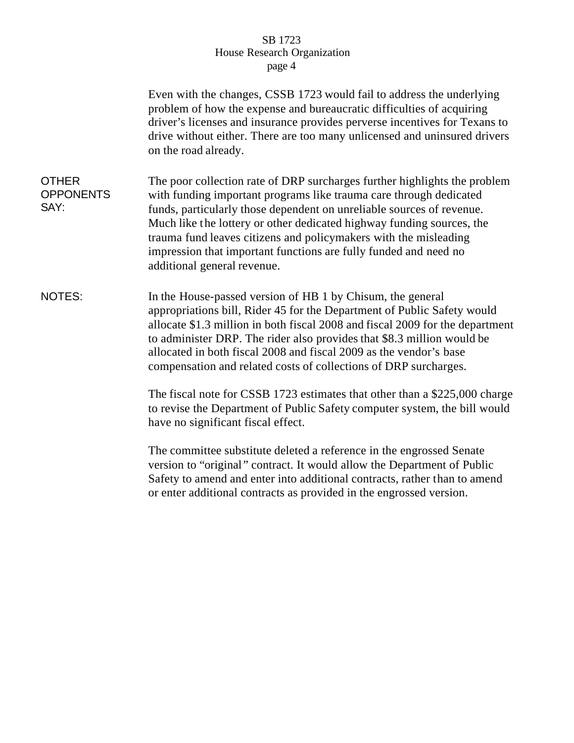Even with the changes, CSSB 1723 would fail to address the underlying problem of how the expense and bureaucratic difficulties of acquiring driver's licenses and insurance provides perverse incentives for Texans to drive without either. There are too many unlicensed and uninsured drivers on the road already.

**OTHER OPPONENTS SAY:** The poor collection rate of DRP surcharges further highlights the problem with funding important programs like trauma care through dedicated funds, particularly those dependent on unreliable sources of revenue. Much like the lottery or other dedicated highway funding sources, the trauma fund leaves citizens and policymakers with the misleading impression that important functions are fully funded and need no additional general revenue.

**NOTES:** In the House-passed version of HB 1 by Chisum, the general appropriations bill, Rider 45 for the Department of Public Safety would allocate $1.3 million in both fiscal 2008 and fiscal 2009 for the department to administer DRP. The rider also provides that $8.3 million would be allocated in both fiscal 2008 and fiscal 2009 as the vendor's base compensation and related costs of collections of DRP surcharges.

The fiscal note for CSSB 1723 estimates that other than a $225,000 charge to revise the Department of Public Safety computer system, the bill would have no significant fiscal effect.

The committee substitute deleted a reference in the engrossed Senate version to "original" contract. It would allow the Department of Public Safety to amend and enter into additional contracts, rather than to amend or enter additional contracts as provided in the engrossed version.